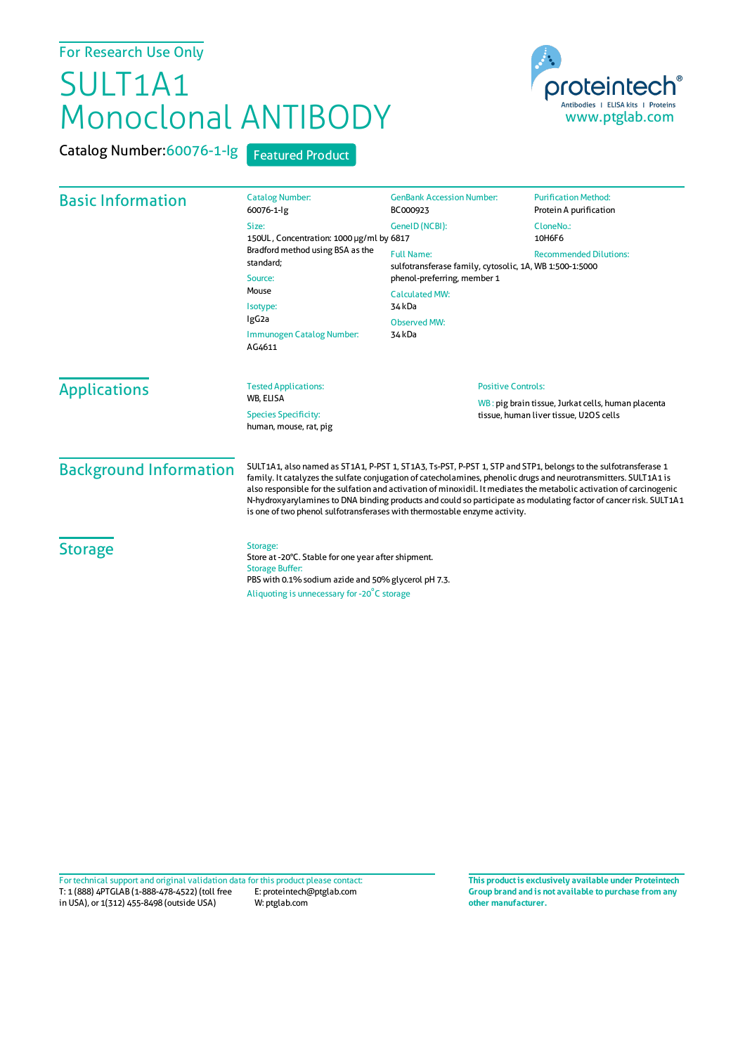For Research Use Only

# SULT1A1 Monoclonal ANTIBODY

proteintech®
Antibodies | ELISA kits | Proteins
www.ptglab.com

**Catalog Number:** 60076-1-Ig  Featured Product

## Basic Information

Catalog Number:
60076-1-Ig

Size:
150UL , Concentration: 1000 μg/ml by Bradford method using BSA as the standard;

Source:
Mouse

Isotype:
IgG2a

Immunogen Catalog Number:
AG4611

GenBank Accession Number:
BC000923

GeneID (NCBI):
6817

Full Name:
sulfotransferase family, cytosolic, 1A, phenol-preferring, member 1

Calculated MW:
34 kDa

Observed MW:
34 kDa

Purification Method:
Protein A purification

CloneNo.:
10H6F6

Recommended Dilutions:
WB 1:500-1:5000

## Applications

Tested Applications:
WB, ELISA

Species Specificity:
human, mouse, rat, pig

Positive Controls:

WB : pig brain tissue, Jurkat cells, human placenta tissue, human liver tissue, U2OS cells

## Background Information

SULT1A1, also named as ST1A1, P-PST 1, ST1A3, Ts-PST, P-PST 1, STP and STP1, belongs to the sulfotransferase 1 family. It catalyzes the sulfate conjugation of catecholamines, phenolic drugs and neurotransmitters. SULT1A1 is also responsible for the sulfation and activation of minoxidil. It mediates the metabolic activation of carcinogenic N-hydroxyarylamines to DNA binding products and could so participate as modulating factor of cancer risk. SULT1A1 is one of two phenol sulfotransferases with thermostable enzyme activity.

## Storage

Storage:
Store at -20°C. Stable for one year after shipment.

Storage Buffer:
PBS with 0.1% sodium azide and 50% glycerol pH 7.3.

Aliquoting is unnecessary for -20°C storage

For technical support and original validation data for this product please contact:
T: 1 (888) 4PTGLAB (1-888-478-4522) (toll free in USA), or 1(312) 455-8498 (outside USA)
E: proteintech@ptglab.com
W: ptglab.com

**This product is exclusively available under Proteintech Group brand and is not available to purchase from any other manufacturer.**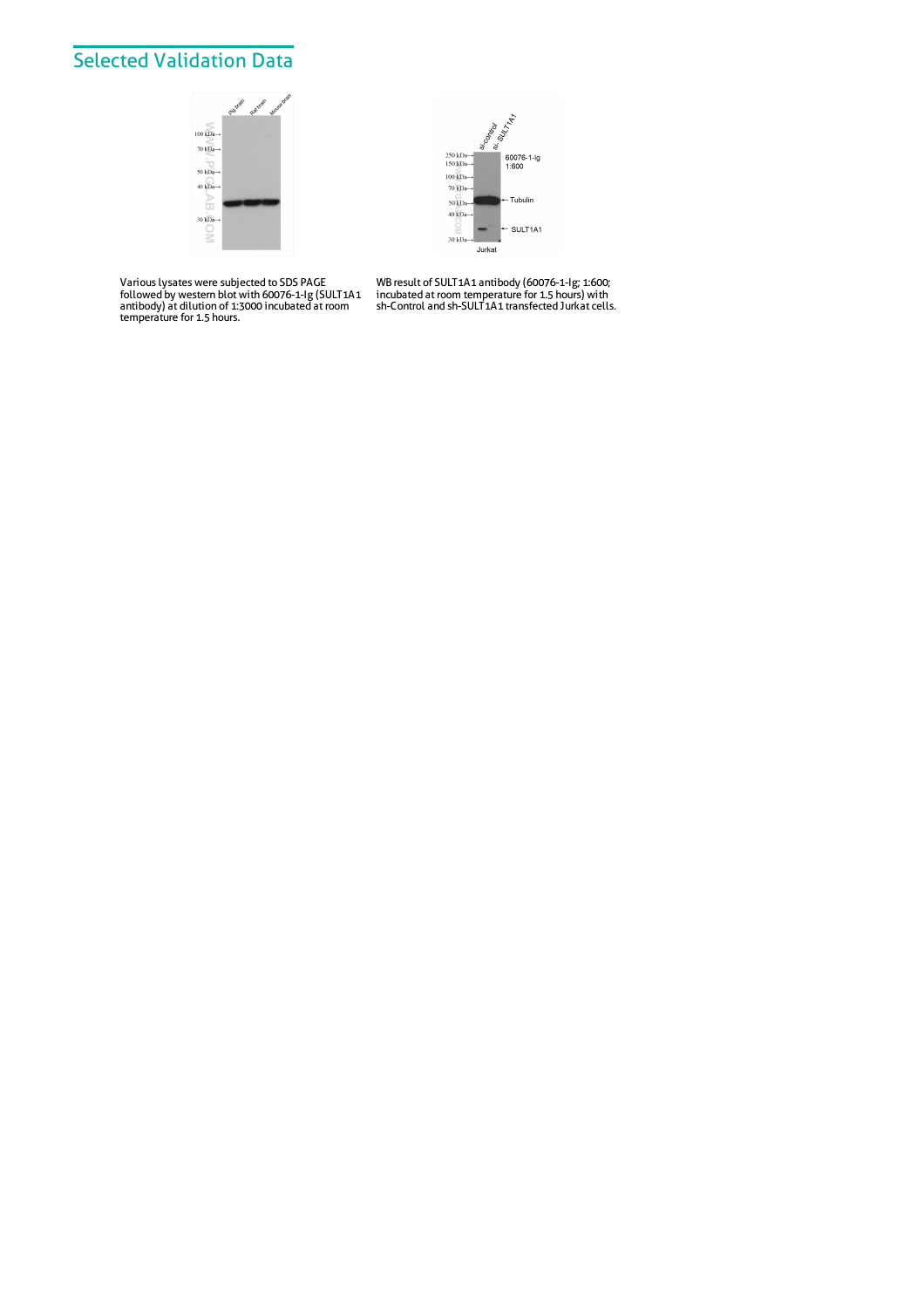## Selected Validation Data

Pig brain
Rat brain
Mouse brain

100 kDa→
70 kDa→
50 kDa→
40 kDa→
30 kDa→

Various lysates were subjected to SDS PAGE followed by western blot with 60076-1-Ig (SULT1A1 antibody) at dilution of 1:3000 incubated at room temperature for 1.5 hours.

si-control
si- SULT1A1

250 kDa→
150 kDa→
100 kDa→
70 kDa→
50 kDa→
40 kDa→
30 kDa→

60076-1-Ig
1:600

← Tubulin

← SULT1A1

Jurkat

WB result of SULT1A1 antibody (60076-1-Ig; 1:600; incubated at room temperature for 1.5 hours) with sh-Control and sh-SULT1A1 transfected Jurkat cells.